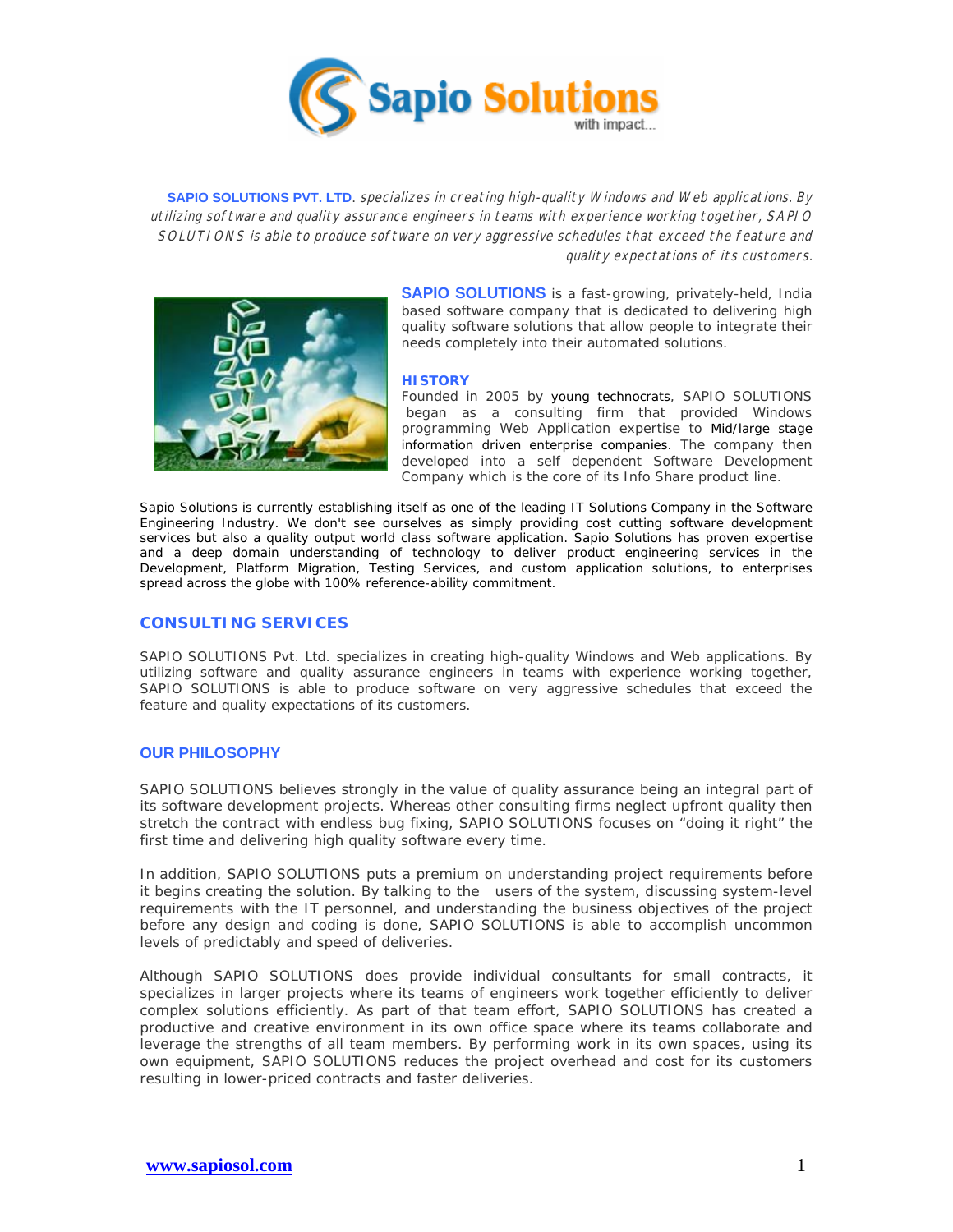# Sapio Solutions

with impact...

**SAPIO SOLUTIONS PVT. LTD**. *specializes in creating high-quality Windows and Web applications. By utilizing software and quality assurance engineers in teams with experience working together, SAPIO SOLUTIONS is able to produce software on very aggressive schedules that exceed the feature and quality expectations of its customers.*

**SAPIO SOLUTIONS** is a fast-growing, privately-held, India based software company that is dedicated to delivering high quality software solutions that allow people to integrate their needs completely into their automated solutions.

### HISTORY

Founded in 2005 by young technocrats, SAPIO SOLUTIONS began as a consulting firm that provided Windows programming Web Application expertise to Mid/large stage information driven enterprise companies. The company then developed into a self dependent Software Development Company which is the core of its Info Share product line.

Sapio Solutions is currently establishing itself as one of the leading IT Solutions Company in the Software Engineering Industry. We don't see ourselves as simply providing cost cutting software development services but also a quality output world class software application. Sapio Solutions has proven expertise and a deep domain understanding of technology to deliver product engineering services in the Development, Platform Migration, Testing Services, and custom application solutions, to enterprises spread across the globe with 100% reference-ability commitment.

## CONSULTING SERVICES

SAPIO SOLUTIONS Pvt. Ltd. specializes in creating high-quality Windows and Web applications. By utilizing software and quality assurance engineers in teams with experience working together, SAPIO SOLUTIONS is able to produce software on very aggressive schedules that exceed the feature and quality expectations of its customers.

### OUR PHILOSOPHY

SAPIO SOLUTIONS believes strongly in the value of quality assurance being an integral part of its software development projects. Whereas other consulting firms neglect upfront quality then stretch the contract with endless bug fixing, SAPIO SOLUTIONS focuses on "doing it right" the first time and delivering high quality software every time.

In addition, SAPIO SOLUTIONS puts a premium on understanding project requirements before it begins creating the solution. By talking to the users of the system, discussing system-level requirements with the IT personnel, and understanding the business objectives of the project before any design and coding is done, SAPIO SOLUTIONS is able to accomplish uncommon levels of predictably and speed of deliveries.

Although SAPIO SOLUTIONS does provide individual consultants for small contracts, it specializes in larger projects where its teams of engineers work together efficiently to deliver complex solutions efficiently. As part of that team effort, SAPIO SOLUTIONS has created a productive and creative environment in its own office space where its teams collaborate and leverage the strengths of all team members. By performing work in its own spaces, using its own equipment, SAPIO SOLUTIONS reduces the project overhead and cost for its customers resulting in lower-priced contracts and faster deliveries.

www.sapiosol.com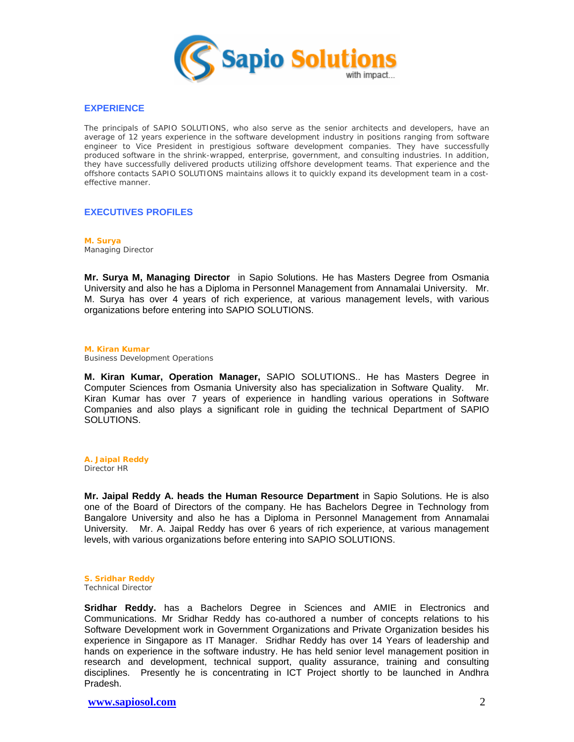## EXPERIENCE

The principals of SAPIO SOLUTIONS, who also serve as the senior architects and developers, have an average of 12 years experience in the software development industry in positions ranging from software engineer to Vice President in prestigious software development companies. They have successfully produced software in the shrink-wrapped, enterprise, government, and consulting industries. In addition, they have successfully delivered products utilizing offshore development teams. That experience and the offshore contacts SAPIO SOLUTIONS maintains allows it to quickly expand its development team in a cost-effective manner.

## EXECUTIVES PROFILES

**M. Surya**
Managing Director

**Mr. Surya M, Managing Director** in Sapio Solutions. He has Masters Degree from Osmania University and also he has a Diploma in Personnel Management from Annamalai University. Mr. M. Surya has over 4 years of rich experience, at various management levels, with various organizations before entering into SAPIO SOLUTIONS.

**M. Kiran Kumar**
Business Development Operations

**M. Kiran Kumar, Operation Manager,** SAPIO SOLUTIONS.. He has Masters Degree in Computer Sciences from Osmania University also has specialization in Software Quality. Mr. Kiran Kumar has over 7 years of experience in handling various operations in Software Companies and also plays a significant role in guiding the technical Department of SAPIO SOLUTIONS.

**A. Jaipal Reddy**
Director HR

**Mr. Jaipal Reddy A. heads the Human Resource Department** in Sapio Solutions. He is also one of the Board of Directors of the company. He has Bachelors Degree in Technology from Bangalore University and also he has a Diploma in Personnel Management from Annamalai University. Mr. A. Jaipal Reddy has over 6 years of rich experience, at various management levels, with various organizations before entering into SAPIO SOLUTIONS.

**S. Sridhar Reddy**
Technical Director

**Sridhar Reddy.** has a Bachelors Degree in Sciences and AMIE in Electronics and Communications. Mr Sridhar Reddy has co-authored a number of concepts relations to his Software Development work in Government Organizations and Private Organization besides his experience in Singapore as IT Manager. Sridhar Reddy has over 14 Years of leadership and hands on experience in the software industry. He has held senior level management position in research and development, technical support, quality assurance, training and consulting disciplines. Presently he is concentrating in ICT Project shortly to be launched in Andhra Pradesh.

www.sapiosol.com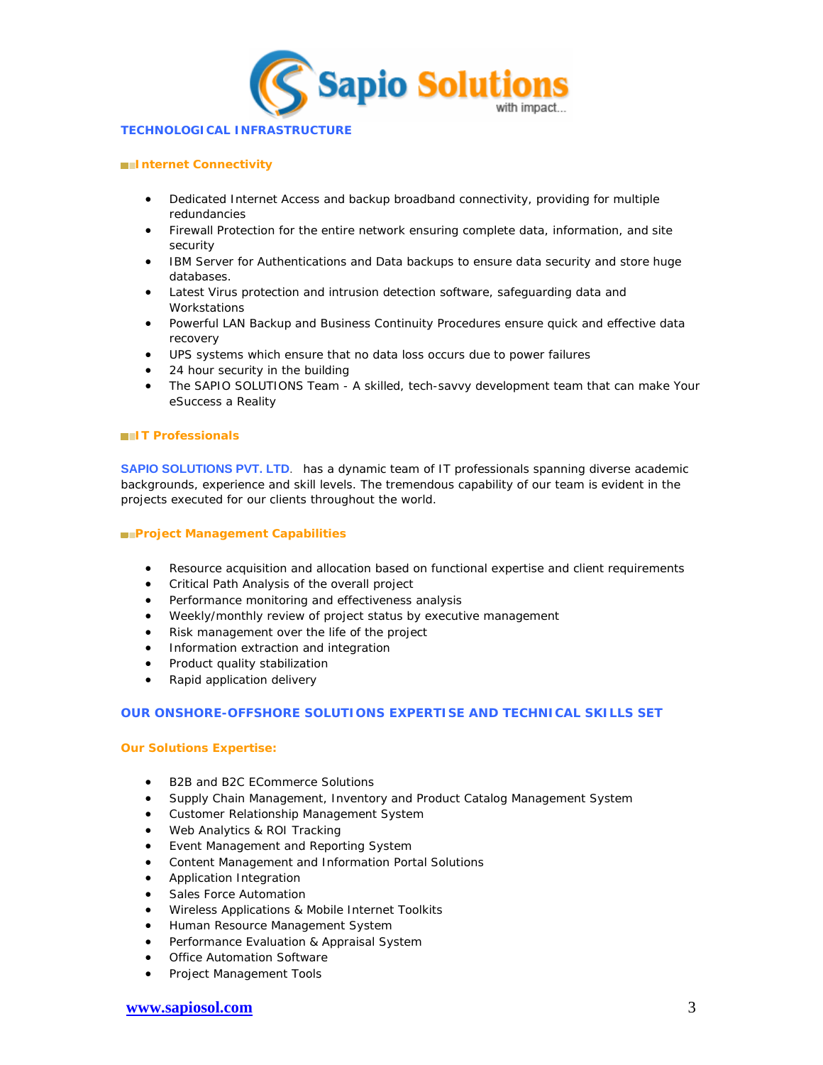## TECHNOLOGICAL INFRASTRUCTURE

### Internet Connectivity

- Dedicated Internet Access and backup broadband connectivity, providing for multiple redundancies
- Firewall Protection for the entire network ensuring complete data, information, and site security
- IBM Server for Authentications and Data backups to ensure data security and store huge databases.
- Latest Virus protection and intrusion detection software, safeguarding data and Workstations
- Powerful LAN Backup and Business Continuity Procedures ensure quick and effective data recovery
- UPS systems which ensure that no data loss occurs due to power failures
- 24 hour security in the building
- The SAPIO SOLUTIONS Team - A skilled, tech-savvy development team that can make Your eSuccess a Reality

### IT Professionals

**SAPIO SOLUTIONS PVT. LTD**. has a dynamic team of IT professionals spanning diverse academic backgrounds, experience and skill levels. The tremendous capability of our team is evident in the projects executed for our clients throughout the world.

### Project Management Capabilities

- Resource acquisition and allocation based on functional expertise and client requirements
- Critical Path Analysis of the overall project
- Performance monitoring and effectiveness analysis
- Weekly/monthly review of project status by executive management
- Risk management over the life of the project
- Information extraction and integration
- Product quality stabilization
- Rapid application delivery

## OUR ONSHORE-OFFSHORE SOLUTIONS EXPERTISE AND TECHNICAL SKILLS SET

### Our Solutions Expertise:

- B2B and B2C ECommerce Solutions
- Supply Chain Management, Inventory and Product Catalog Management System
- Customer Relationship Management System
- Web Analytics & ROI Tracking
- Event Management and Reporting System
- Content Management and Information Portal Solutions
- Application Integration
- Sales Force Automation
- Wireless Applications & Mobile Internet Toolkits
- Human Resource Management System
- Performance Evaluation & Appraisal System
- Office Automation Software
- Project Management Tools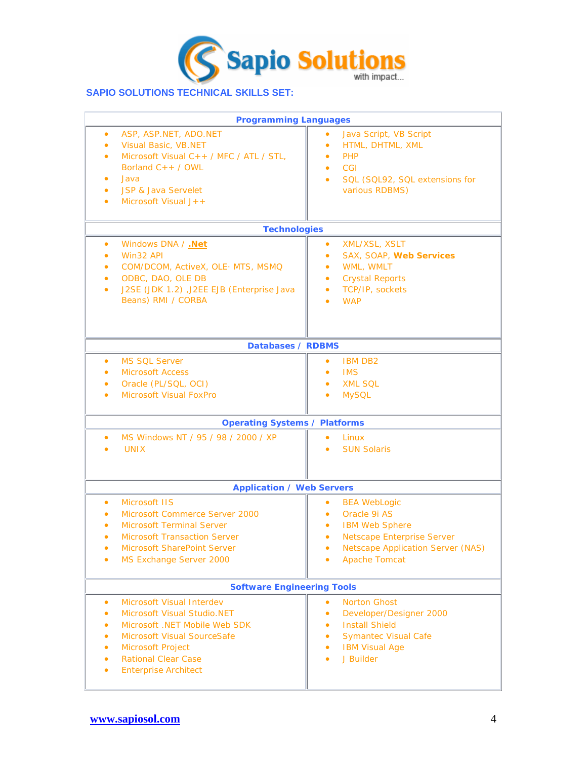Sapio Solutions
with impact...

## SAPIO SOLUTIONS TECHNICAL SKILLS SET:

### Programming Languages

- ASP, ASP.NET, ADO.NET
- Visual Basic, VB.NET
- Microsoft Visual C++ / MFC / ATL / STL, Borland C++ / OWL
- Java
- JSP & Java Servelet
- Microsoft Visual J++
- Java Script, VB Script
- HTML, DHTML, XML
- PHP
- CGI
- SQL (SQL92, SQL extensions for various RDBMS)

### Technologies

- Windows DNA / **.Net**
- Win32 API
- COM/DCOM, ActiveX, OLE· MTS, MSMQ
- ODBC, DAO, OLE DB
- J2SE (JDK 1.2) ,J2EE EJB (Enterprise Java Beans) RMI / CORBA
- XML/XSL, XSLT
- SAX, SOAP, **Web Services**
- WML, WMLT
- Crystal Reports
- TCP/IP, sockets
- WAP

### Databases / RDBMS

- MS SQL Server
- Microsoft Access
- Oracle (PL/SQL, OCI)
- Microsoft Visual FoxPro
- IBM DB2
- IMS
- XML SQL
- MySQL

### Operating Systems / Platforms

- MS Windows NT / 95 / 98 / 2000 / XP
- UNIX
- Linux
- SUN Solaris

### Application / Web Servers

- Microsoft IIS
- Microsoft Commerce Server 2000
- Microsoft Terminal Server
- Microsoft Transaction Server
- Microsoft SharePoint Server
- MS Exchange Server 2000
- BEA WebLogic
- Oracle 9i AS
- IBM Web Sphere
- Netscape Enterprise Server
- Netscape Application Server (NAS)
- Apache Tomcat

### Software Engineering Tools

- Microsoft Visual Interdev
- Microsoft Visual Studio.NET
- Microsoft .NET Mobile Web SDK
- Microsoft Visual SourceSafe
- Microsoft Project
- Rational Clear Case
- Enterprise Architect
- Norton Ghost
- Developer/Designer 2000
- Install Shield
- Symantec Visual Cafe
- IBM Visual Age
- J Builder

www.sapiosol.com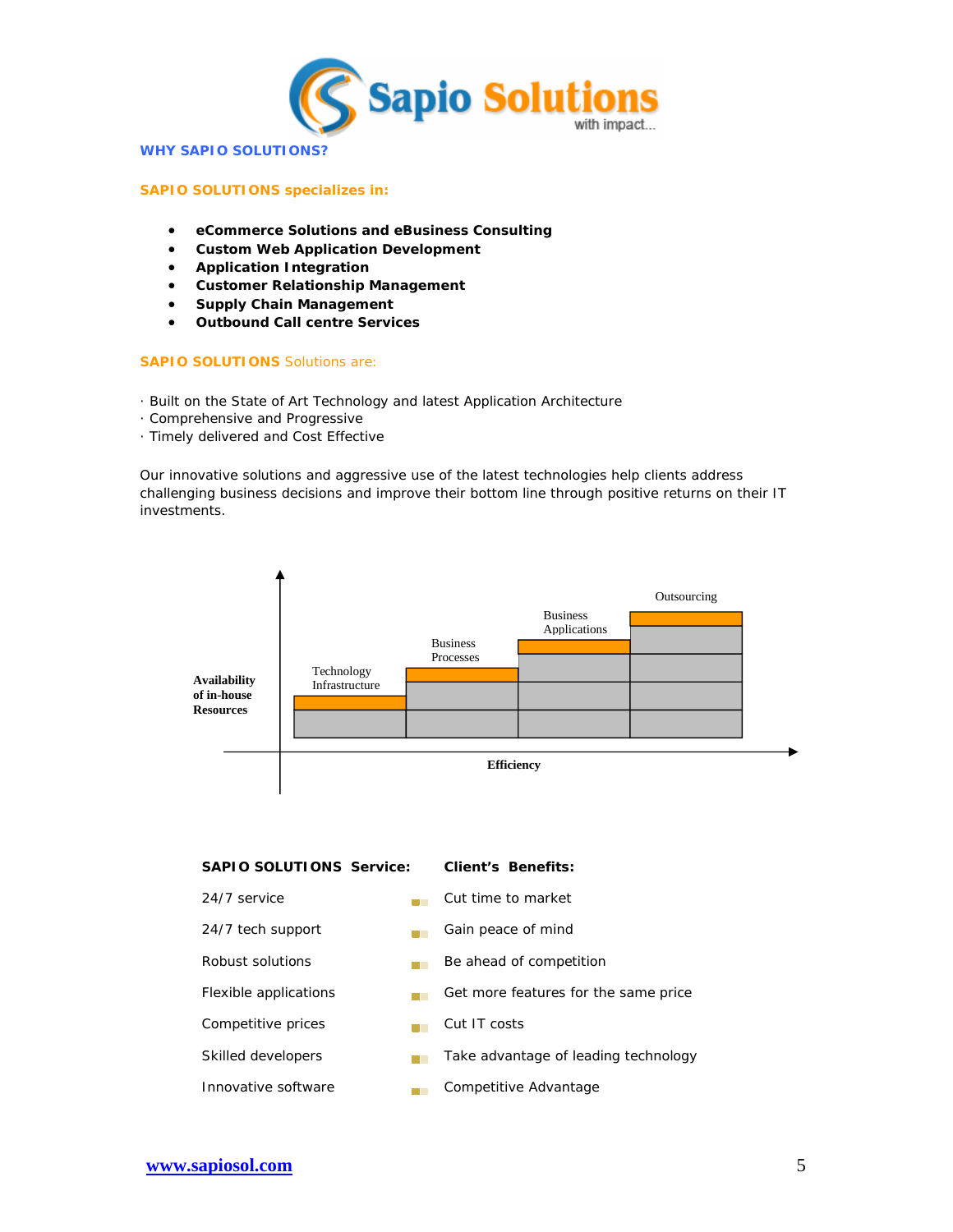## WHY SAPIO SOLUTIONS?

### SAPIO SOLUTIONS specializes in:

- **eCommerce Solutions and eBusiness Consulting**
- **Custom Web Application Development**
- **Application Integration**
- **Customer Relationship Management**
- **Supply Chain Management**
- **Outbound Call centre Services**

### SAPIO SOLUTIONS Solutions are:

· Built on the State of Art Technology and latest Application Architecture
· Comprehensive and Progressive
· Timely delivered and Cost Effective

Our innovative solutions and aggressive use of the latest technologies help clients address challenging business decisions and improve their bottom line through positive returns on their IT investments.

Availability of in-house Resources

Technology Infrastructure — Business Processes — Business Applications — Outsourcing

Efficiency

| SAPIO SOLUTIONS Service: | Client's Benefits: |
|---|---|
| 24/7 service | Cut time to market |
| 24/7 tech support | Gain peace of mind |
| Robust solutions | Be ahead of competition |
| Flexible applications | Get more features for the same price |
| Competitive prices | Cut IT costs |
| Skilled developers | Take advantage of leading technology |
| Innovative software | Competitive Advantage |

www.sapiosol.com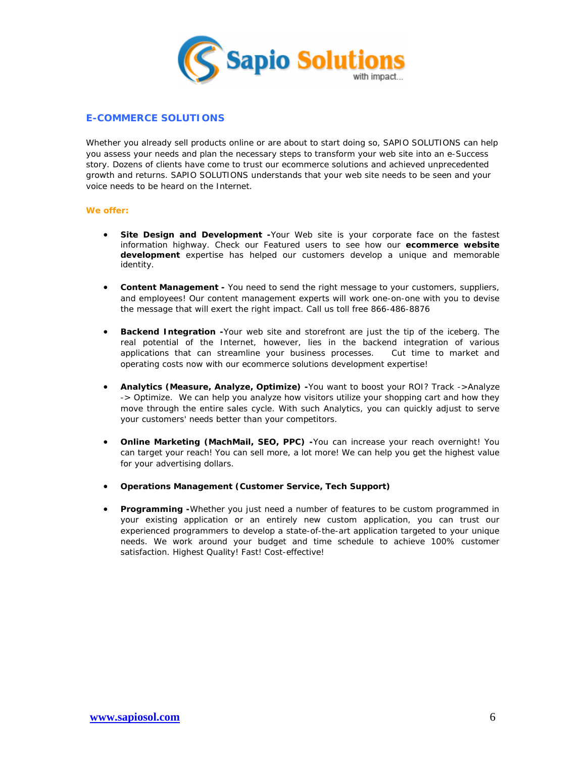## E-COMMERCE SOLUTIONS

Whether you already sell products online or are about to start doing so, SAPIO SOLUTIONS can help you assess your needs and plan the necessary steps to transform your web site into an e-Success story. Dozens of clients have come to trust our ecommerce solutions and achieved unprecedented growth and returns. SAPIO SOLUTIONS understands that your web site needs to be seen and your voice needs to be heard on the Internet.

**We offer:**

- **Site Design and Development -**Your Web site is your corporate face on the fastest information highway. Check our Featured users to see how our **ecommerce website development** expertise has helped our customers develop a unique and memorable identity.

- **Content Management -** You need to send the right message to your customers, suppliers, and employees! Our content management experts will work one-on-one with you to devise the message that will exert the right impact. Call us toll free 866-486-8876

- **Backend Integration -**Your web site and storefront are just the tip of the iceberg. The real potential of the Internet, however, lies in the backend integration of various applications that can streamline your business processes. Cut time to market and operating costs now with our ecommerce solutions development expertise!

- **Analytics (Measure, Analyze, Optimize) -**You want to boost your ROI? Track ->Analyze -> Optimize. We can help you analyze how visitors utilize your shopping cart and how they move through the entire sales cycle. With such Analytics, you can quickly adjust to serve your customers' needs better than your competitors.

- **Online Marketing (MachMail, SEO, PPC) -**You can increase your reach overnight! You can target your reach! You can sell more, a lot more! We can help you get the highest value for your advertising dollars.

- **Operations Management (Customer Service, Tech Support)**

- **Programming -**Whether you just need a number of features to be custom programmed in your existing application or an entirely new custom application, you can trust our experienced programmers to develop a state-of-the-art application targeted to your unique needs. We work around your budget and time schedule to achieve 100% customer satisfaction. Highest Quality! Fast! Cost-effective!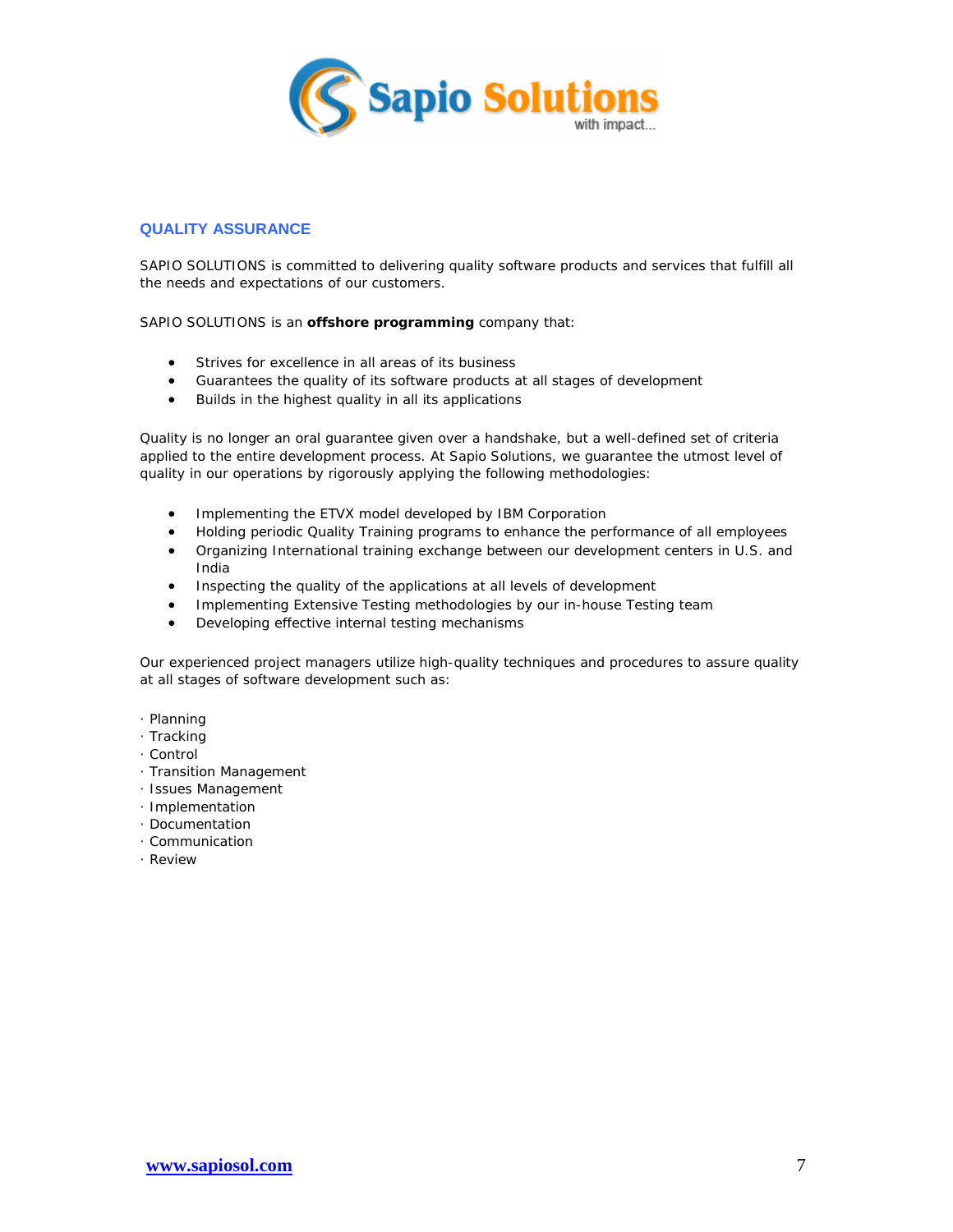## QUALITY ASSURANCE

SAPIO SOLUTIONS is committed to delivering quality software products and services that fulfill all the needs and expectations of our customers.

SAPIO SOLUTIONS is an **offshore programming** company that:

- Strives for excellence in all areas of its business
- Guarantees the quality of its software products at all stages of development
- Builds in the highest quality in all its applications

Quality is no longer an oral guarantee given over a handshake, but a well-defined set of criteria applied to the entire development process. At Sapio Solutions, we guarantee the utmost level of quality in our operations by rigorously applying the following methodologies:

- Implementing the ETVX model developed by IBM Corporation
- Holding periodic Quality Training programs to enhance the performance of all employees
- Organizing International training exchange between our development centers in U.S. and India
- Inspecting the quality of the applications at all levels of development
- Implementing Extensive Testing methodologies by our in-house Testing team
- Developing effective internal testing mechanisms

Our experienced project managers utilize high-quality techniques and procedures to assure quality at all stages of software development such as:

· Planning
· Tracking
· Control
· Transition Management
· Issues Management
· Implementation
· Documentation
· Communication
· Review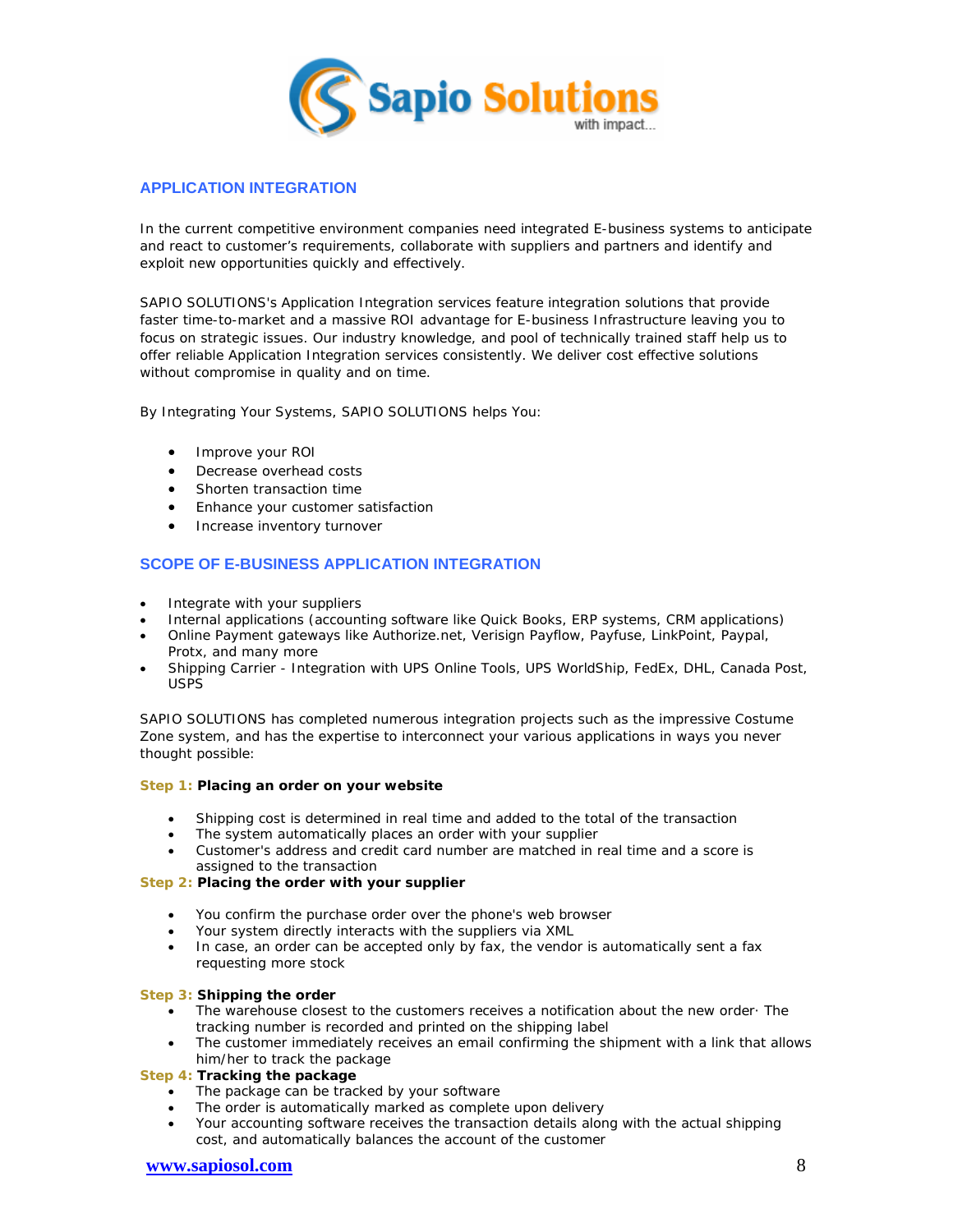## APPLICATION INTEGRATION

In the current competitive environment companies need integrated E-business systems to anticipate and react to customer's requirements, collaborate with suppliers and partners and identify and exploit new opportunities quickly and effectively.

SAPIO SOLUTIONS's Application Integration services feature integration solutions that provide faster time-to-market and a massive ROI advantage for E-business Infrastructure leaving you to focus on strategic issues. Our industry knowledge, and pool of technically trained staff help us to offer reliable Application Integration services consistently. We deliver cost effective solutions without compromise in quality and on time.

By Integrating Your Systems, SAPIO SOLUTIONS helps You:

- Improve your ROI
- Decrease overhead costs
- Shorten transaction time
- Enhance your customer satisfaction
- Increase inventory turnover

## SCOPE OF E-BUSINESS APPLICATION INTEGRATION

- Integrate with your suppliers
- Internal applications (accounting software like Quick Books, ERP systems, CRM applications)
- Online Payment gateways like Authorize.net, Verisign Payflow, Payfuse, LinkPoint, Paypal, Protx, and many more
- Shipping Carrier - Integration with UPS Online Tools, UPS WorldShip, FedEx, DHL, Canada Post, USPS

SAPIO SOLUTIONS has completed numerous integration projects such as the impressive Costume Zone system, and has the expertise to interconnect your various applications in ways you never thought possible:

**Step 1: Placing an order on your website**

- Shipping cost is determined in real time and added to the total of the transaction
- The system automatically places an order with your supplier
- Customer's address and credit card number are matched in real time and a score is assigned to the transaction

**Step 2: Placing the order with your supplier**

- You confirm the purchase order over the phone's web browser
- Your system directly interacts with the suppliers via XML
- In case, an order can be accepted only by fax, the vendor is automatically sent a fax requesting more stock

**Step 3: Shipping the order**

- The warehouse closest to the customers receives a notification about the new order· The tracking number is recorded and printed on the shipping label
- The customer immediately receives an email confirming the shipment with a link that allows him/her to track the package

**Step 4: Tracking the package**

- The package can be tracked by your software
- The order is automatically marked as complete upon delivery
- Your accounting software receives the transaction details along with the actual shipping cost, and automatically balances the account of the customer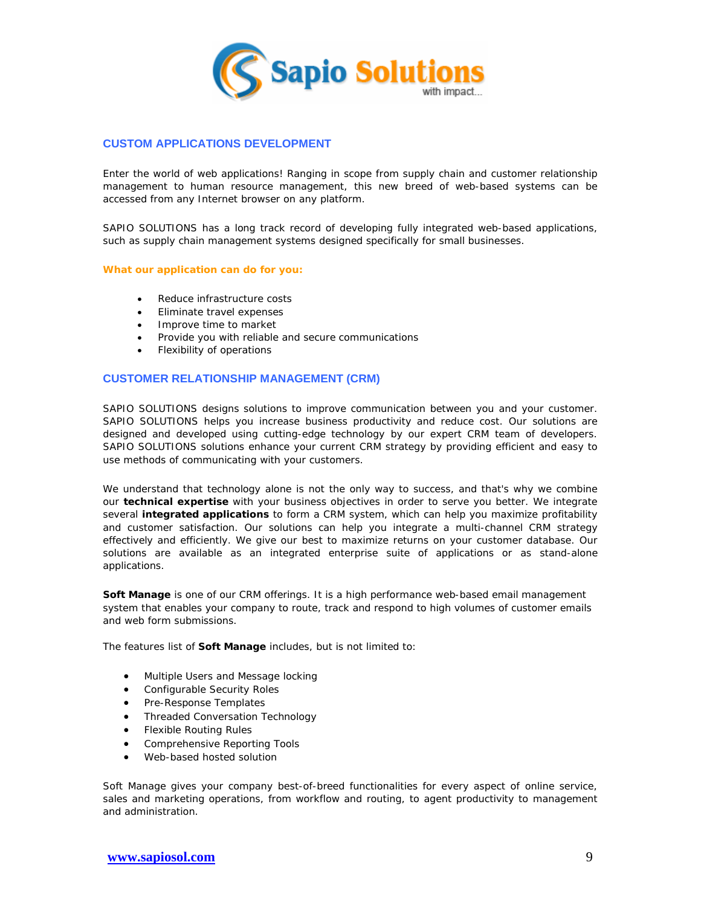## CUSTOM APPLICATIONS DEVELOPMENT

Enter the world of web applications! Ranging in scope from supply chain and customer relationship management to human resource management, this new breed of web-based systems can be accessed from any Internet browser on any platform.

SAPIO SOLUTIONS has a long track record of developing fully integrated web-based applications, such as supply chain management systems designed specifically for small businesses.

### What our application can do for you:

- Reduce infrastructure costs
- Eliminate travel expenses
- Improve time to market
- Provide you with reliable and secure communications
- Flexibility of operations

## CUSTOMER RELATIONSHIP MANAGEMENT (CRM)

SAPIO SOLUTIONS designs solutions to improve communication between you and your customer. SAPIO SOLUTIONS helps you increase business productivity and reduce cost. Our solutions are designed and developed using cutting-edge technology by our expert CRM team of developers. SAPIO SOLUTIONS solutions enhance your current CRM strategy by providing efficient and easy to use methods of communicating with your customers.

We understand that technology alone is not the only way to success, and that's why we combine our **technical expertise** with your business objectives in order to serve you better. We integrate several **integrated applications** to form a CRM system, which can help you maximize profitability and customer satisfaction. Our solutions can help you integrate a multi-channel CRM strategy effectively and efficiently. We give our best to maximize returns on your customer database. Our solutions are available as an integrated enterprise suite of applications or as stand-alone applications.

**Soft Manage** is one of our CRM offerings. It is a high performance web-based email management system that enables your company to route, track and respond to high volumes of customer emails and web form submissions.

The features list of **Soft Manage** includes, but is not limited to:

- Multiple Users and Message locking
- Configurable Security Roles
- Pre-Response Templates
- Threaded Conversation Technology
- Flexible Routing Rules
- Comprehensive Reporting Tools
- Web-based hosted solution

Soft Manage gives your company best-of-breed functionalities for every aspect of online service, sales and marketing operations, from workflow and routing, to agent productivity to management and administration.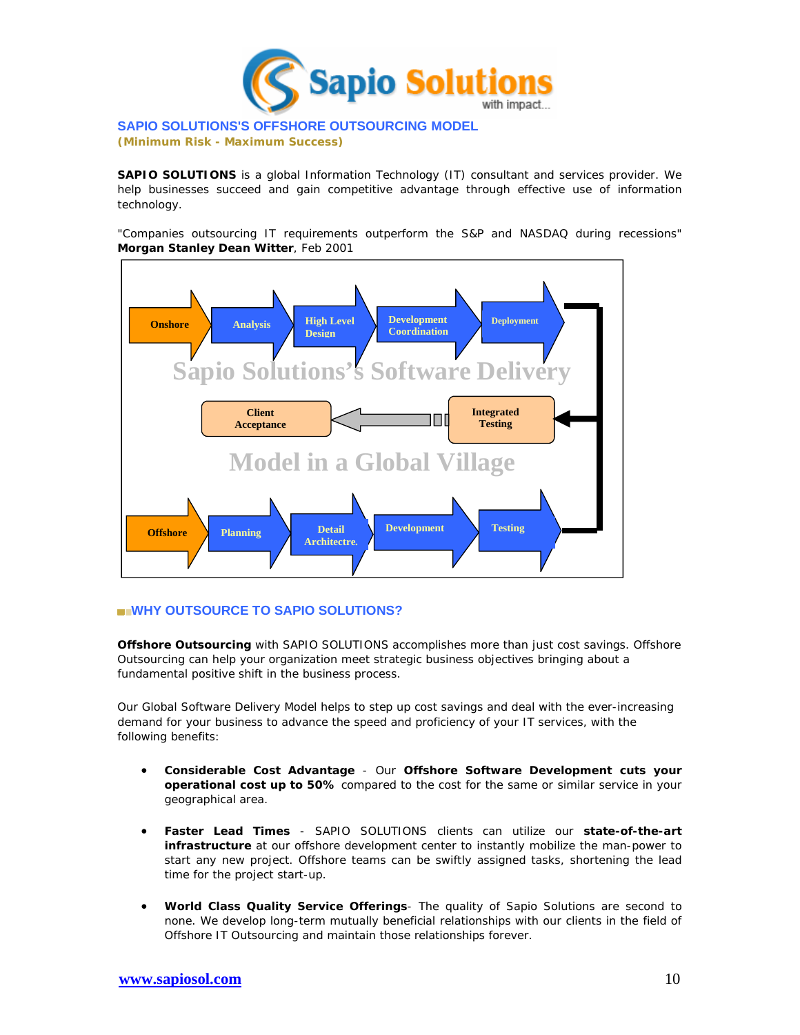## SAPIO SOLUTIONS'S OFFSHORE OUTSOURCING MODEL

**(Minimum Risk - Maximum Success)**

**SAPIO SOLUTIONS** is a global Information Technology (IT) consultant and services provider. We help businesses succeed and gain competitive advantage through effective use of information technology.

"Companies outsourcing IT requirements outperform the S&P and NASDAQ during recessions" **Morgan Stanley Dean Witter**, Feb 2001

Sapio Solutions's Software Delivery Model in a Global Village

Onshore → Analysis → High Level Design → Development Coordination → Deployment

Offshore → Planning → Detail Architectre. → Development → Testing

Integrated Testing → Client Acceptance

## WHY OUTSOURCE TO SAPIO SOLUTIONS?

**Offshore Outsourcing** with SAPIO SOLUTIONS accomplishes more than just cost savings. Offshore Outsourcing can help your organization meet strategic business objectives bringing about a fundamental positive shift in the business process.

Our Global Software Delivery Model helps to step up cost savings and deal with the ever-increasing demand for your business to advance the speed and proficiency of your IT services, with the following benefits:

- **Considerable Cost Advantage** - Our **Offshore Software Development cuts your operational cost up to 50%** compared to the cost for the same or similar service in your geographical area.

- **Faster Lead Times** - SAPIO SOLUTIONS clients can utilize our **state-of-the-art infrastructure** at our offshore development center to instantly mobilize the man-power to start any new project. Offshore teams can be swiftly assigned tasks, shortening the lead time for the project start-up.

- **World Class Quality Service Offerings**- The quality of Sapio Solutions are second to none. We develop long-term mutually beneficial relationships with our clients in the field of Offshore IT Outsourcing and maintain those relationships forever.

www.sapiosol.com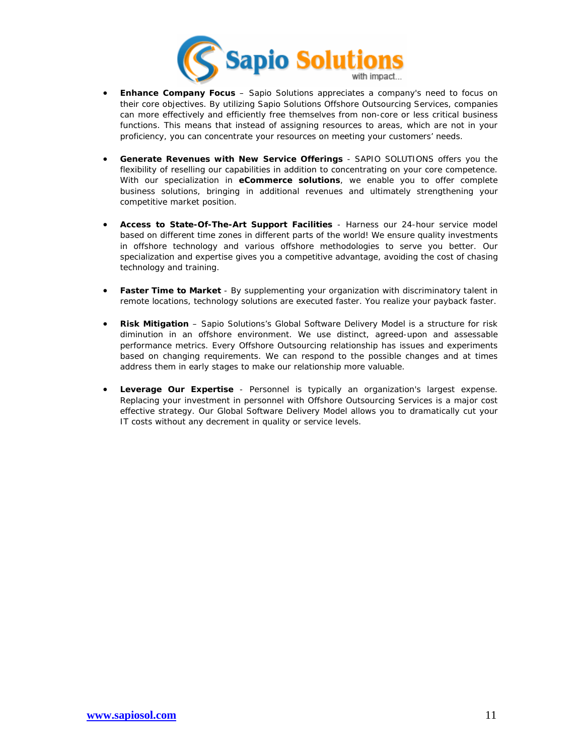- **Enhance Company Focus** – Sapio Solutions appreciates a company's need to focus on their core objectives. By utilizing Sapio Solutions Offshore Outsourcing Services, companies can more effectively and efficiently free themselves from non-core or less critical business functions. This means that instead of assigning resources to areas, which are not in your proficiency, you can concentrate your resources on meeting your customers' needs.

- **Generate Revenues with New Service Offerings** - SAPIO SOLUTIONS offers you the flexibility of reselling our capabilities in addition to concentrating on your core competence. With our specialization in **eCommerce solutions**, we enable you to offer complete business solutions, bringing in additional revenues and ultimately strengthening your competitive market position.

- **Access to State-Of-The-Art Support Facilities** - Harness our 24-hour service model based on different time zones in different parts of the world! We ensure quality investments in offshore technology and various offshore methodologies to serve you better. Our specialization and expertise gives you a competitive advantage, avoiding the cost of chasing technology and training.

- **Faster Time to Market** - By supplementing your organization with discriminatory talent in remote locations, technology solutions are executed faster. You realize your payback faster.

- **Risk Mitigation** – Sapio Solutions's Global Software Delivery Model is a structure for risk diminution in an offshore environment. We use distinct, agreed-upon and assessable performance metrics. Every Offshore Outsourcing relationship has issues and experiments based on changing requirements. We can respond to the possible changes and at times address them in early stages to make our relationship more valuable.

- **Leverage Our Expertise** - Personnel is typically an organization's largest expense. Replacing your investment in personnel with Offshore Outsourcing Services is a major cost effective strategy. Our Global Software Delivery Model allows you to dramatically cut your IT costs without any decrement in quality or service levels.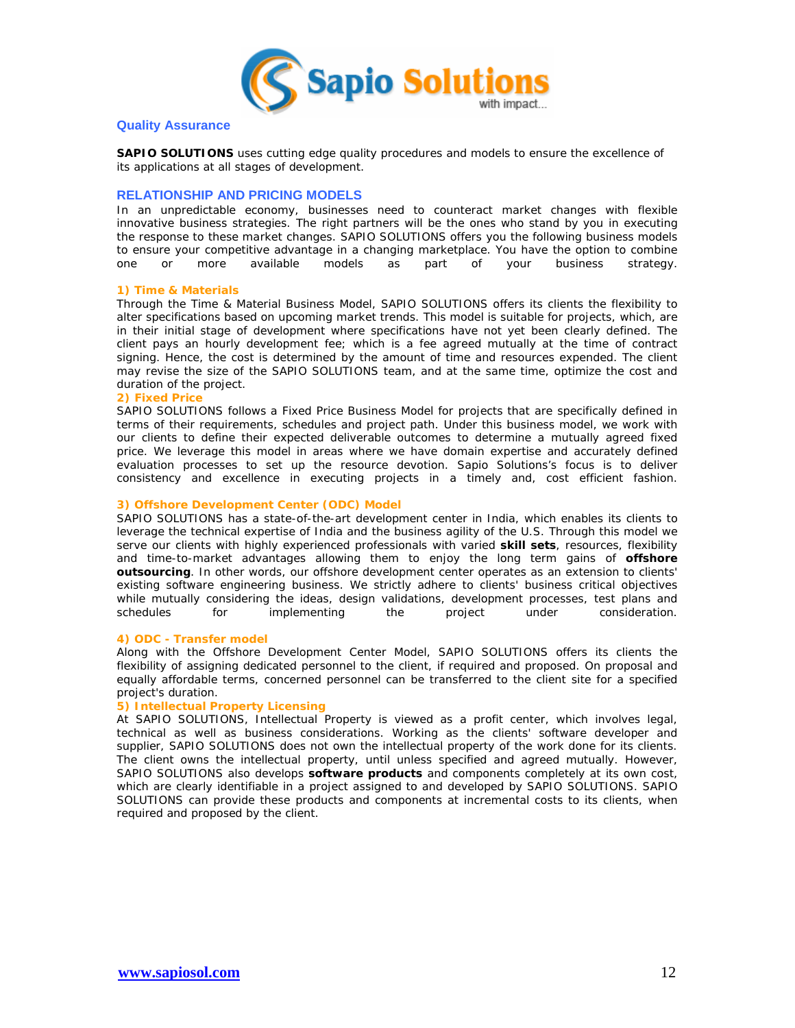## Quality Assurance

**SAPIO SOLUTIONS** uses cutting edge quality procedures and models to ensure the excellence of its applications at all stages of development.

## RELATIONSHIP AND PRICING MODELS

In an unpredictable economy, businesses need to counteract market changes with flexible innovative business strategies. The right partners will be the ones who stand by you in executing the response to these market changes. SAPIO SOLUTIONS offers you the following business models to ensure your competitive advantage in a changing marketplace. You have the option to combine one or more available models as part of your business strategy.

### 1) Time & Materials

Through the Time & Material Business Model, SAPIO SOLUTIONS offers its clients the flexibility to alter specifications based on upcoming market trends. This model is suitable for projects, which, are in their initial stage of development where specifications have not yet been clearly defined. The client pays an hourly development fee; which is a fee agreed mutually at the time of contract signing. Hence, the cost is determined by the amount of time and resources expended. The client may revise the size of the SAPIO SOLUTIONS team, and at the same time, optimize the cost and duration of the project.

### 2) Fixed Price

SAPIO SOLUTIONS follows a Fixed Price Business Model for projects that are specifically defined in terms of their requirements, schedules and project path. Under this business model, we work with our clients to define their expected deliverable outcomes to determine a mutually agreed fixed price. We leverage this model in areas where we have domain expertise and accurately defined evaluation processes to set up the resource devotion. Sapio Solutions's focus is to deliver consistency and excellence in executing projects in a timely and, cost efficient fashion.

### 3) Offshore Development Center (ODC) Model

SAPIO SOLUTIONS has a state-of-the-art development center in India, which enables its clients to leverage the technical expertise of India and the business agility of the U.S. Through this model we serve our clients with highly experienced professionals with varied **skill sets**, resources, flexibility and time-to-market advantages allowing them to enjoy the long term gains of **offshore outsourcing**. In other words, our offshore development center operates as an extension to clients' existing software engineering business. We strictly adhere to clients' business critical objectives while mutually considering the ideas, design validations, development processes, test plans and schedules for implementing the project under consideration.

### 4) ODC - Transfer model

Along with the Offshore Development Center Model, SAPIO SOLUTIONS offers its clients the flexibility of assigning dedicated personnel to the client, if required and proposed. On proposal and equally affordable terms, concerned personnel can be transferred to the client site for a specified project's duration.

### 5) Intellectual Property Licensing

At SAPIO SOLUTIONS, Intellectual Property is viewed as a profit center, which involves legal, technical as well as business considerations. Working as the clients' software developer and supplier, SAPIO SOLUTIONS does not own the intellectual property of the work done for its clients. The client owns the intellectual property, until unless specified and agreed mutually. However, SAPIO SOLUTIONS also develops **software products** and components completely at its own cost, which are clearly identifiable in a project assigned to and developed by SAPIO SOLUTIONS. SAPIO SOLUTIONS can provide these products and components at incremental costs to its clients, when required and proposed by the client.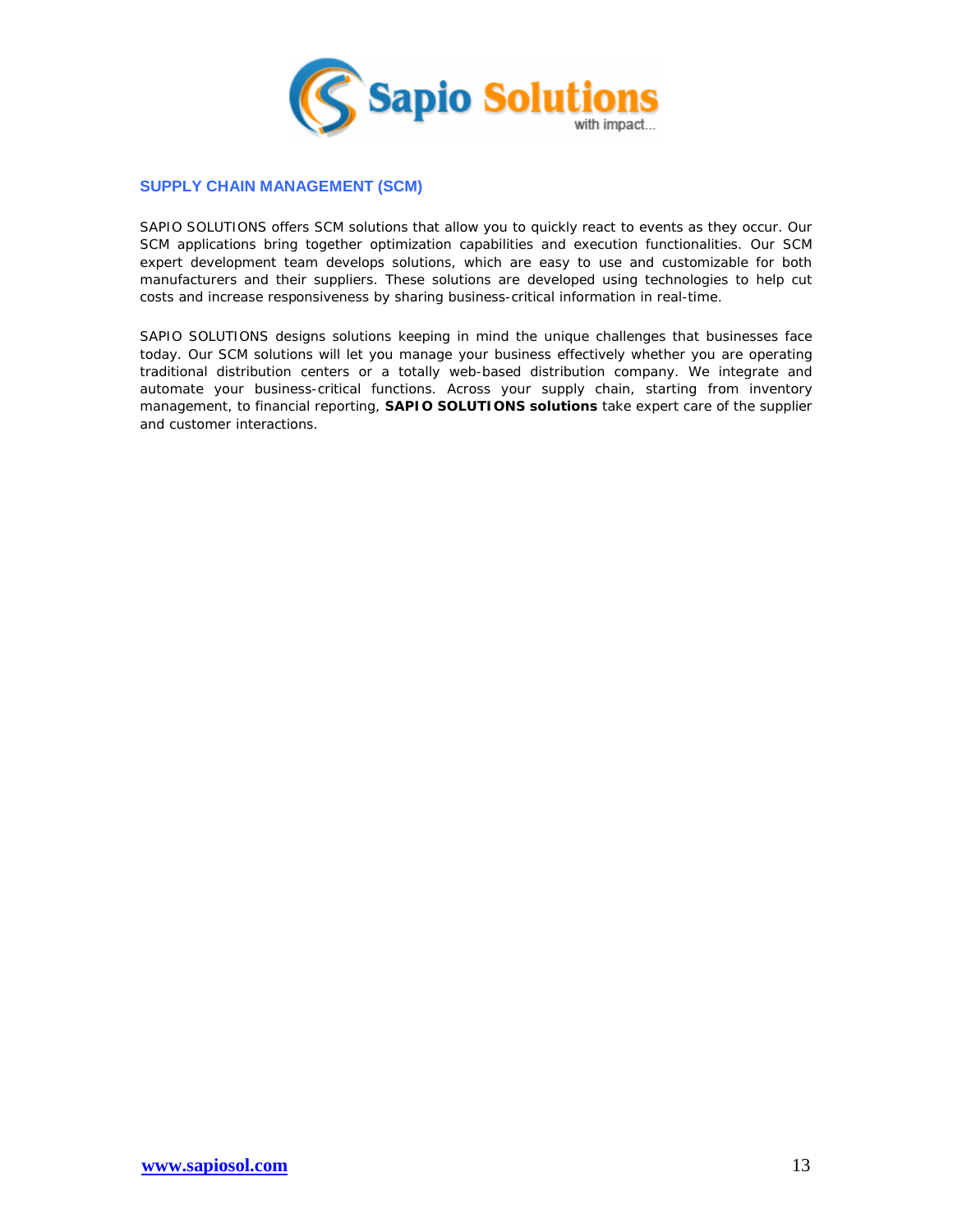## SUPPLY CHAIN MANAGEMENT (SCM)

SAPIO SOLUTIONS offers SCM solutions that allow you to quickly react to events as they occur. Our SCM applications bring together optimization capabilities and execution functionalities. Our SCM expert development team develops solutions, which are easy to use and customizable for both manufacturers and their suppliers. These solutions are developed using technologies to help cut costs and increase responsiveness by sharing business-critical information in real-time.

SAPIO SOLUTIONS designs solutions keeping in mind the unique challenges that businesses face today. Our SCM solutions will let you manage your business effectively whether you are operating traditional distribution centers or a totally web-based distribution company. We integrate and automate your business-critical functions. Across your supply chain, starting from inventory management, to financial reporting, **SAPIO SOLUTIONS solutions** take expert care of the supplier and customer interactions.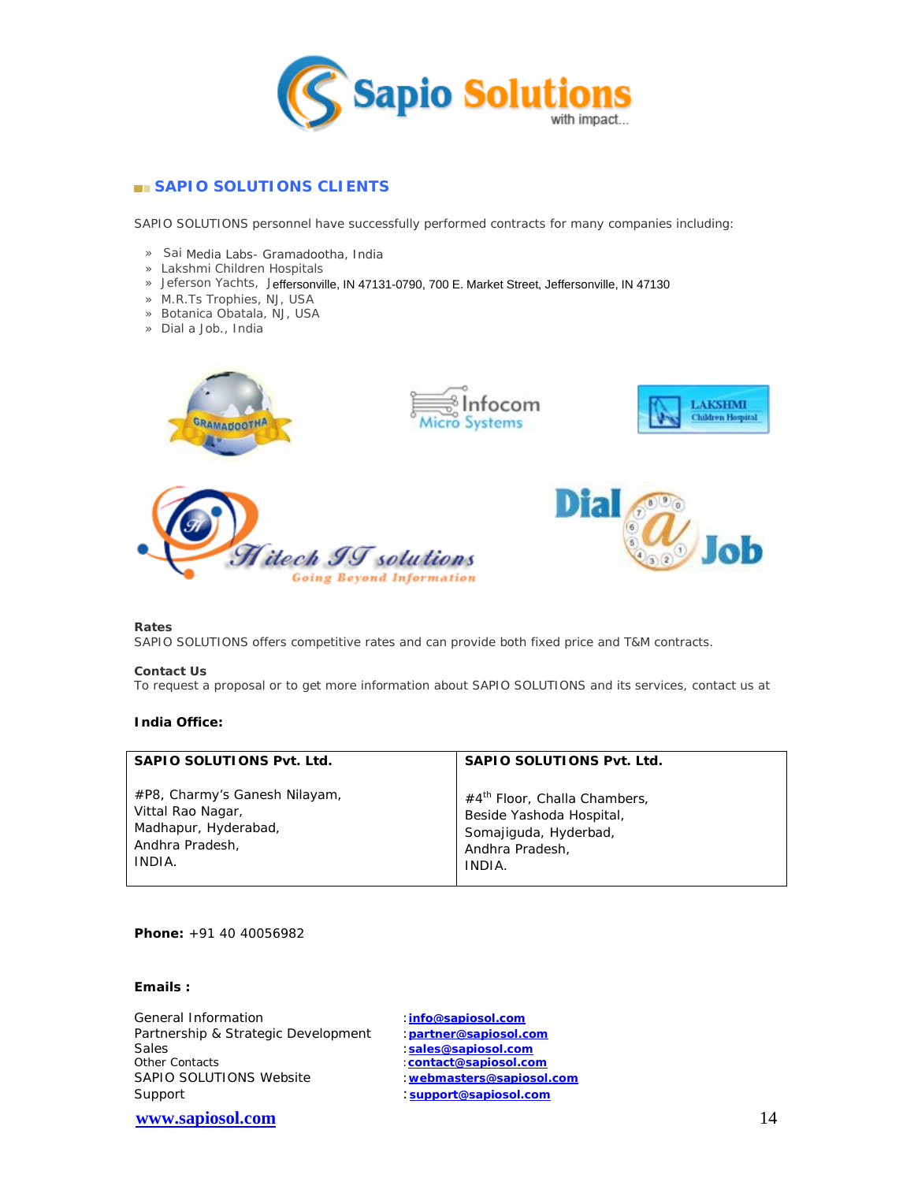## SAPIO SOLUTIONS CLIENTS

SAPIO SOLUTIONS personnel have successfully performed contracts for many companies including:

- Sai Media Labs- Gramadootha, India
- Lakshmi Children Hospitals
- Jeferson Yachts, Jeffersonville, IN 47131-0790, 700 E. Market Street, Jeffersonville, IN 47130
- M.R.Ts Trophies, NJ, USA
- Botanica Obatala, NJ, USA
- Dial a Job., India

**Rates**
SAPIO SOLUTIONS offers competitive rates and can provide both fixed price and T&M contracts.

**Contact Us**
To request a proposal or to get more information about SAPIO SOLUTIONS and its services, contact us at

**India Office:**

| | |
|---|---|
| **SAPIO SOLUTIONS Pvt. Ltd.**<br><br>#P8, Charmy's Ganesh Nilayam,<br>Vittal Rao Nagar,<br>Madhapur, Hyderabad,<br>Andhra Pradesh,<br>INDIA. | **SAPIO SOLUTIONS Pvt. Ltd.**<br><br>#4th Floor, Challa Chambers,<br>Beside Yashoda Hospital,<br>Somajiguda, Hyderbad,<br>Andhra Pradesh,<br>INDIA. |

**Phone:** +91 40 40056982

**Emails :**

General Information : **info@sapiosol.com**
Partnership & Strategic Development : **partner@sapiosol.com**
Sales : **sales@sapiosol.com**
Other Contacts : **contact@sapiosol.com**
SAPIO SOLUTIONS Website : **webmasters@sapiosol.com**
Support : **support@sapiosol.com**

**www.sapiosol.com**